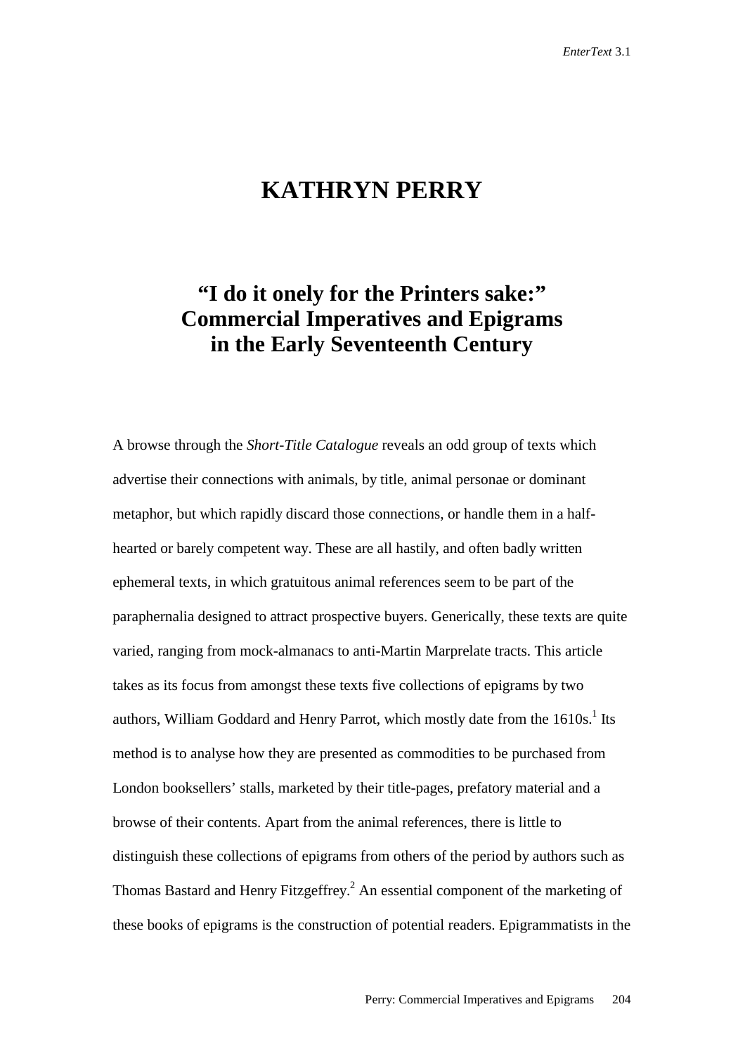# KATHRYN PERRY

## "I do it onely for the Printers sake:" Commercial Imperatives and Epigrams in the Early Seventeenth Century

A browse through the *Short-Title Catalogue* reveals an odd group of texts which advertise their connections with animals, by title, animal personae or dominant metaphor, but which rapidly discard those connections, or handle them in a half-hearted or barely competent way. These are all hastily, and often badly written ephemeral texts, in which gratuitous animal references seem to be part of the paraphernalia designed to attract prospective buyers. Generically, these texts are quite varied, ranging from mock-almanacs to anti-Martin Marprelate tracts. This article takes as its focus from amongst these texts five collections of epigrams by two authors, William Goddard and Henry Parrot, which mostly date from the 1610s.[1] Its method is to analyse how they are presented as commodities to be purchased from London booksellers' stalls, marketed by their title-pages, prefatory material and a browse of their contents. Apart from the animal references, there is little to distinguish these collections of epigrams from others of the period by authors such as Thomas Bastard and Henry Fitzgeffrey.[2] An essential component of the marketing of these books of epigrams is the construction of potential readers. Epigrammatists in the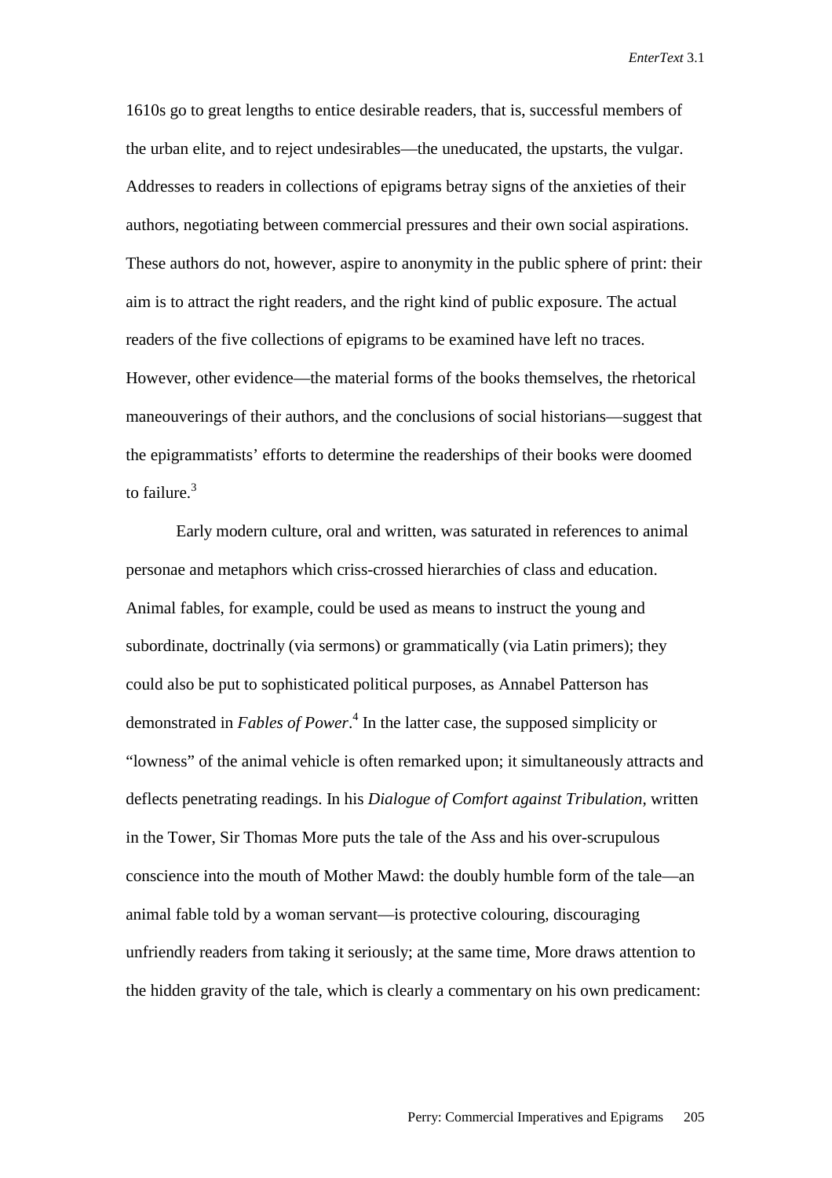1610s go to great lengths to entice desirable readers, that is, successful members of the urban elite, and to reject undesirables—the uneducated, the upstarts, the vulgar. Addresses to readers in collections of epigrams betray signs of the anxieties of their authors, negotiating between commercial pressures and their own social aspirations. These authors do not, however, aspire to anonymity in the public sphere of print: their aim is to attract the right readers, and the right kind of public exposure. The actual readers of the five collections of epigrams to be examined have left no traces. However, other evidence—the material forms of the books themselves, the rhetorical maneouverings of their authors, and the conclusions of social historians—suggest that the epigrammatists' efforts to determine the readerships of their books were doomed to failure.[3]

Early modern culture, oral and written, was saturated in references to animal personae and metaphors which criss-crossed hierarchies of class and education. Animal fables, for example, could be used as means to instruct the young and subordinate, doctrinally (via sermons) or grammatically (via Latin primers); they could also be put to sophisticated political purposes, as Annabel Patterson has demonstrated in *Fables of Power*.[4] In the latter case, the supposed simplicity or "lowness" of the animal vehicle is often remarked upon; it simultaneously attracts and deflects penetrating readings. In his *Dialogue of Comfort against Tribulation,* written in the Tower, Sir Thomas More puts the tale of the Ass and his over-scrupulous conscience into the mouth of Mother Mawd: the doubly humble form of the tale—an animal fable told by a woman servant—is protective colouring, discouraging unfriendly readers from taking it seriously; at the same time, More draws attention to the hidden gravity of the tale, which is clearly a commentary on his own predicament: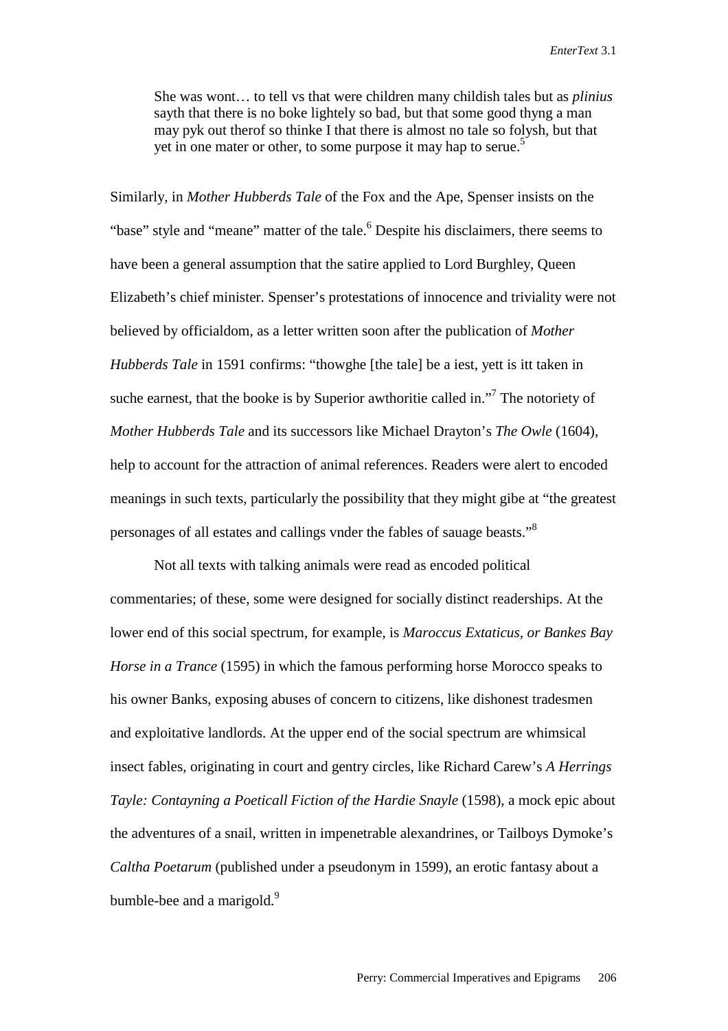> She was wont… to tell vs that were children many childish tales but as *plinius* sayth that there is no boke lightely so bad, but that some good thyng a man may pyk out therof so thinke I that there is almost no tale so folysh, but that yet in one mater or other, to some purpose it may hap to serue.[5]

Similarly, in *Mother Hubberds Tale* of the Fox and the Ape, Spenser insists on the "base" style and "meane" matter of the tale.[6] Despite his disclaimers, there seems to have been a general assumption that the satire applied to Lord Burghley, Queen Elizabeth's chief minister. Spenser's protestations of innocence and triviality were not believed by officialdom, as a letter written soon after the publication of *Mother Hubberds Tale* in 1591 confirms: "thowghe [the tale] be a iest, yett is itt taken in suche earnest, that the booke is by Superior awthoritie called in."[7] The notoriety of *Mother Hubberds Tale* and its successors like Michael Drayton's *The Owle* (1604), help to account for the attraction of animal references. Readers were alert to encoded meanings in such texts, particularly the possibility that they might gibe at "the greatest personages of all estates and callings vnder the fables of sauage beasts."[8]

Not all texts with talking animals were read as encoded political commentaries; of these, some were designed for socially distinct readerships. At the lower end of this social spectrum, for example, is *Maroccus Extaticus, or Bankes Bay Horse in a Trance* (1595) in which the famous performing horse Morocco speaks to his owner Banks, exposing abuses of concern to citizens, like dishonest tradesmen and exploitative landlords. At the upper end of the social spectrum are whimsical insect fables, originating in court and gentry circles, like Richard Carew's *A Herrings Tayle: Contayning a Poeticall Fiction of the Hardie Snayle* (1598), a mock epic about the adventures of a snail, written in impenetrable alexandrines, or Tailboys Dymoke's *Caltha Poetarum* (published under a pseudonym in 1599), an erotic fantasy about a bumble-bee and a marigold.[9]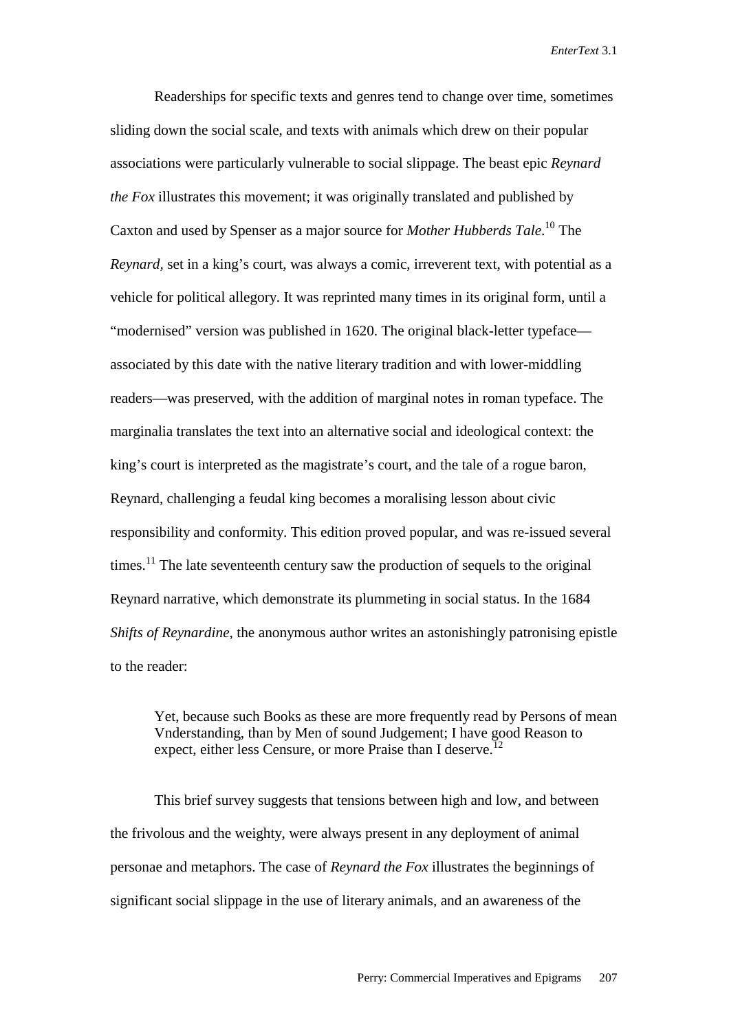Readerships for specific texts and genres tend to change over time, sometimes sliding down the social scale, and texts with animals which drew on their popular associations were particularly vulnerable to social slippage. The beast epic *Reynard the Fox* illustrates this movement; it was originally translated and published by Caxton and used by Spenser as a major source for *Mother Hubberds Tale*.[10] The *Reynard*, set in a king's court, was always a comic, irreverent text, with potential as a vehicle for political allegory. It was reprinted many times in its original form, until a "modernised" version was published in 1620. The original black-letter typeface—associated by this date with the native literary tradition and with lower-middling readers—was preserved, with the addition of marginal notes in roman typeface. The marginalia translates the text into an alternative social and ideological context: the king's court is interpreted as the magistrate's court, and the tale of a rogue baron, Reynard, challenging a feudal king becomes a moralising lesson about civic responsibility and conformity. This edition proved popular, and was re-issued several times.[11] The late seventeenth century saw the production of sequels to the original Reynard narrative, which demonstrate its plummeting in social status. In the 1684 *Shifts of Reynardine*, the anonymous author writes an astonishingly patronising epistle to the reader:

> Yet, because such Books as these are more frequently read by Persons of mean Vnderstanding, than by Men of sound Judgement; I have good Reason to expect, either less Censure, or more Praise than I deserve.[12]

This brief survey suggests that tensions between high and low, and between the frivolous and the weighty, were always present in any deployment of animal personae and metaphors. The case of *Reynard the Fox* illustrates the beginnings of significant social slippage in the use of literary animals, and an awareness of the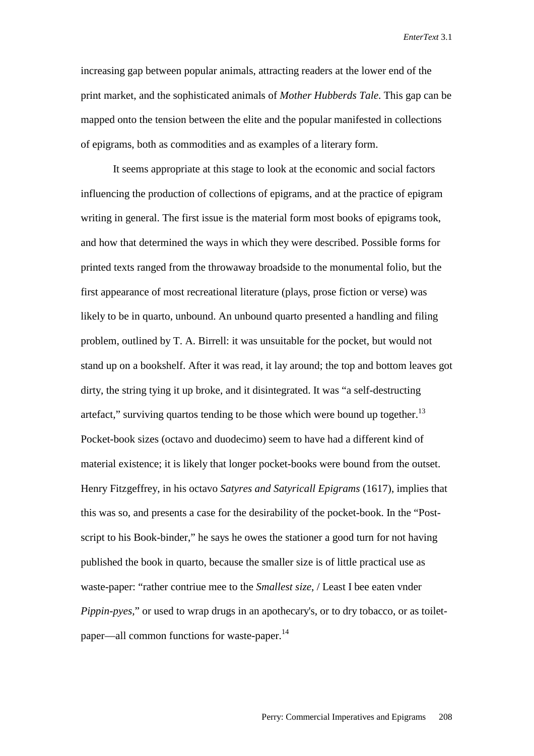increasing gap between popular animals, attracting readers at the lower end of the print market, and the sophisticated animals of *Mother Hubberds Tale*. This gap can be mapped onto the tension between the elite and the popular manifested in collections of epigrams, both as commodities and as examples of a literary form.

It seems appropriate at this stage to look at the economic and social factors influencing the production of collections of epigrams, and at the practice of epigram writing in general. The first issue is the material form most books of epigrams took, and how that determined the ways in which they were described. Possible forms for printed texts ranged from the throwaway broadside to the monumental folio, but the first appearance of most recreational literature (plays, prose fiction or verse) was likely to be in quarto, unbound. An unbound quarto presented a handling and filing problem, outlined by T. A. Birrell: it was unsuitable for the pocket, but would not stand up on a bookshelf. After it was read, it lay around; the top and bottom leaves got dirty, the string tying it up broke, and it disintegrated. It was "a self-destructing artefact," surviving quartos tending to be those which were bound up together.[13] Pocket-book sizes (octavo and duodecimo) seem to have had a different kind of material existence; it is likely that longer pocket-books were bound from the outset. Henry Fitzgeffrey, in his octavo *Satyres and Satyricall Epigrams* (1617), implies that this was so, and presents a case for the desirability of the pocket-book. In the "Post-script to his Book-binder," he says he owes the stationer a good turn for not having published the book in quarto, because the smaller size is of little practical use as waste-paper: "rather contriue mee to the *Smallest size*, / Least I bee eaten vnder *Pippin-pyes*," or used to wrap drugs in an apothecary's, or to dry tobacco, or as toilet-paper—all common functions for waste-paper.[14]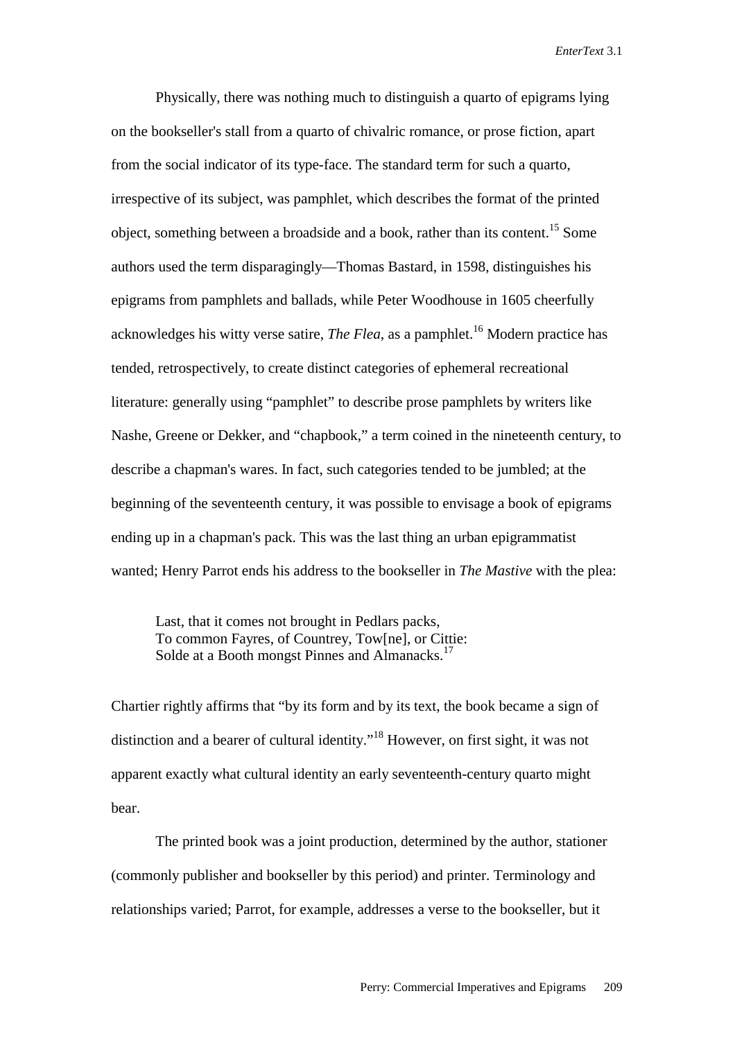Physically, there was nothing much to distinguish a quarto of epigrams lying on the bookseller's stall from a quarto of chivalric romance, or prose fiction, apart from the social indicator of its type-face. The standard term for such a quarto, irrespective of its subject, was pamphlet, which describes the format of the printed object, something between a broadside and a book, rather than its content.[15] Some authors used the term disparagingly—Thomas Bastard, in 1598, distinguishes his epigrams from pamphlets and ballads, while Peter Woodhouse in 1605 cheerfully acknowledges his witty verse satire, *The Flea*, as a pamphlet.[16] Modern practice has tended, retrospectively, to create distinct categories of ephemeral recreational literature: generally using "pamphlet" to describe prose pamphlets by writers like Nashe, Greene or Dekker, and "chapbook," a term coined in the nineteenth century, to describe a chapman's wares. In fact, such categories tended to be jumbled; at the beginning of the seventeenth century, it was possible to envisage a book of epigrams ending up in a chapman's pack. This was the last thing an urban epigrammatist wanted; Henry Parrot ends his address to the bookseller in *The Mastive* with the plea:

> Last, that it comes not brought in Pedlars packs,
> To common Fayres, of Countrey, Tow[ne], or Cittie:
> Solde at a Booth mongst Pinnes and Almanacks.[17]

Chartier rightly affirms that "by its form and by its text, the book became a sign of distinction and a bearer of cultural identity."[18] However, on first sight, it was not apparent exactly what cultural identity an early seventeenth-century quarto might bear.

The printed book was a joint production, determined by the author, stationer (commonly publisher and bookseller by this period) and printer. Terminology and relationships varied; Parrot, for example, addresses a verse to the bookseller, but it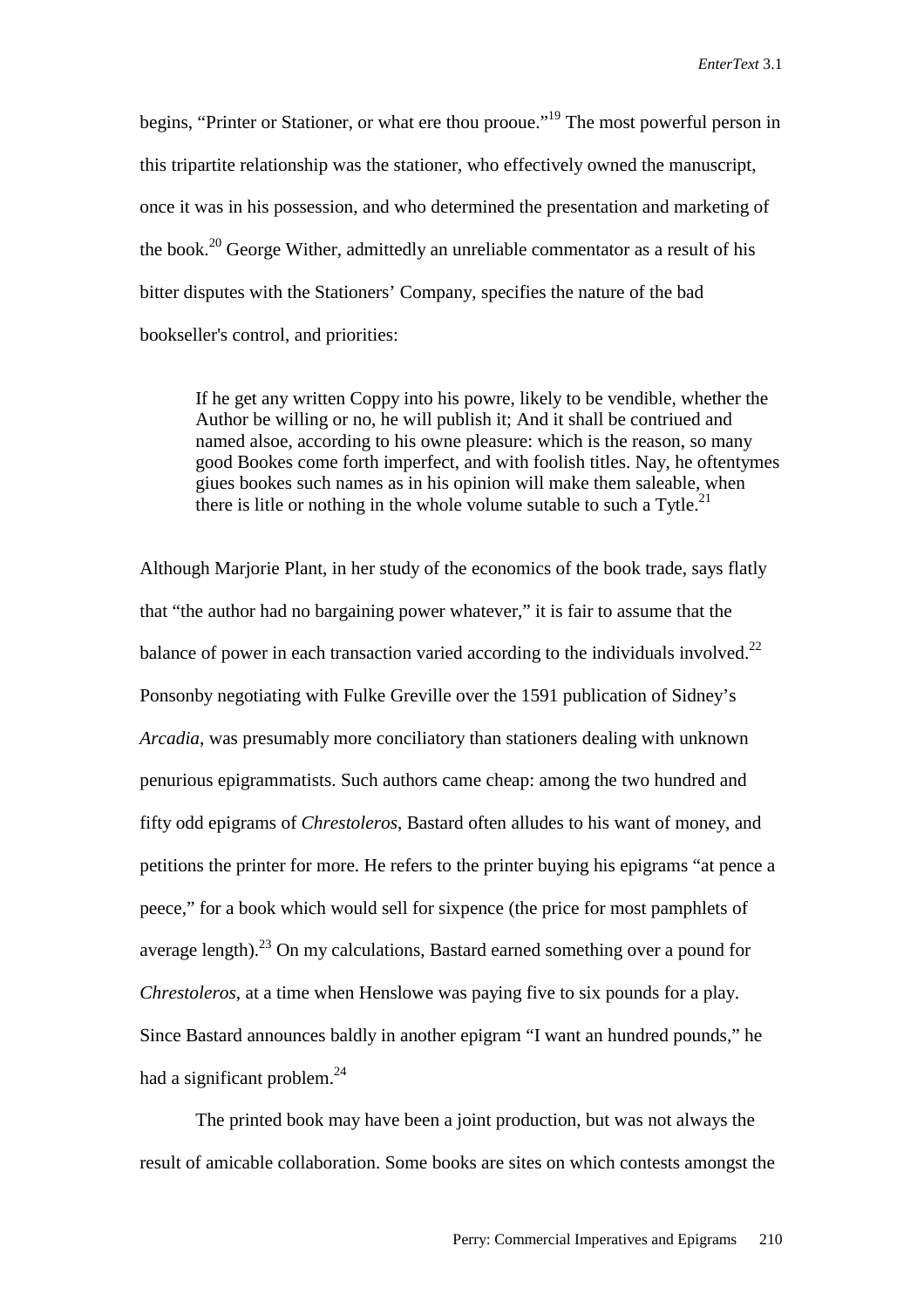begins, "Printer or Stationer, or what ere thou prooue."[19] The most powerful person in this tripartite relationship was the stationer, who effectively owned the manuscript, once it was in his possession, and who determined the presentation and marketing of the book.[20] George Wither, admittedly an unreliable commentator as a result of his bitter disputes with the Stationers' Company, specifies the nature of the bad bookseller's control, and priorities:

> If he get any written Coppy into his powre, likely to be vendible, whether the Author be willing or no, he will publish it; And it shall be contriued and named alsoe, according to his owne pleasure: which is the reason, so many good Bookes come forth imperfect, and with foolish titles. Nay, he oftentymes giues bookes such names as in his opinion will make them saleable, when there is litle or nothing in the whole volume sutable to such a Tytle.[21]

Although Marjorie Plant, in her study of the economics of the book trade, says flatly that "the author had no bargaining power whatever," it is fair to assume that the balance of power in each transaction varied according to the individuals involved.[22] Ponsonby negotiating with Fulke Greville over the 1591 publication of Sidney's *Arcadia*, was presumably more conciliatory than stationers dealing with unknown penurious epigrammatists. Such authors came cheap: among the two hundred and fifty odd epigrams of *Chrestoleros*, Bastard often alludes to his want of money, and petitions the printer for more. He refers to the printer buying his epigrams "at pence a peece," for a book which would sell for sixpence (the price for most pamphlets of average length).[23] On my calculations, Bastard earned something over a pound for *Chrestoleros*, at a time when Henslowe was paying five to six pounds for a play. Since Bastard announces baldly in another epigram "I want an hundred pounds," he had a significant problem.[24]

The printed book may have been a joint production, but was not always the result of amicable collaboration. Some books are sites on which contests amongst the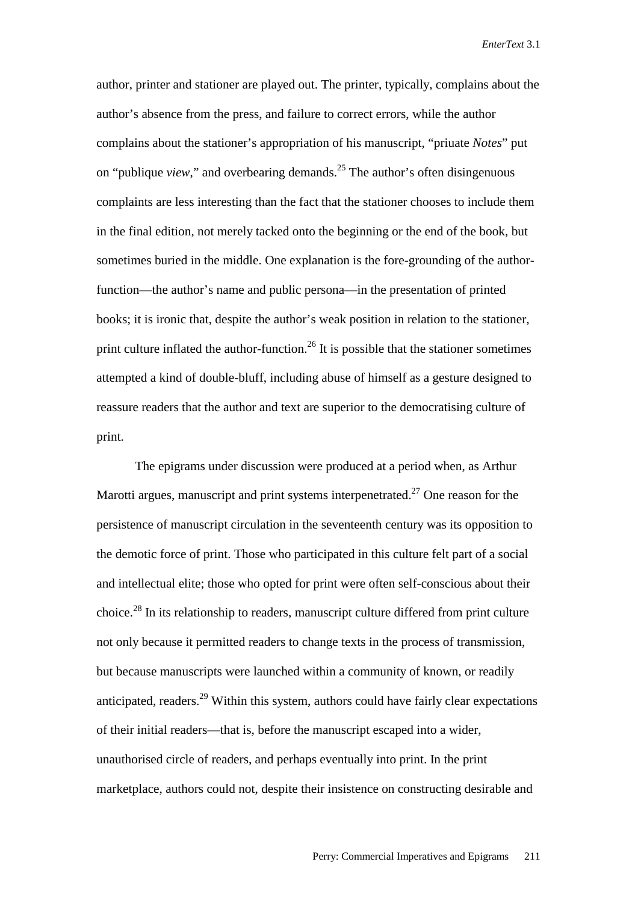author, printer and stationer are played out. The printer, typically, complains about the author's absence from the press, and failure to correct errors, while the author complains about the stationer's appropriation of his manuscript, "priuate *Notes*" put on "publique *view*," and overbearing demands.[25] The author's often disingenuous complaints are less interesting than the fact that the stationer chooses to include them in the final edition, not merely tacked onto the beginning or the end of the book, but sometimes buried in the middle. One explanation is the fore-grounding of the author-function—the author's name and public persona—in the presentation of printed books; it is ironic that, despite the author's weak position in relation to the stationer, print culture inflated the author-function.[26] It is possible that the stationer sometimes attempted a kind of double-bluff, including abuse of himself as a gesture designed to reassure readers that the author and text are superior to the democratising culture of print.

The epigrams under discussion were produced at a period when, as Arthur Marotti argues, manuscript and print systems interpenetrated.[27] One reason for the persistence of manuscript circulation in the seventeenth century was its opposition to the demotic force of print. Those who participated in this culture felt part of a social and intellectual elite; those who opted for print were often self-conscious about their choice.[28] In its relationship to readers, manuscript culture differed from print culture not only because it permitted readers to change texts in the process of transmission, but because manuscripts were launched within a community of known, or readily anticipated, readers.[29] Within this system, authors could have fairly clear expectations of their initial readers—that is, before the manuscript escaped into a wider, unauthorised circle of readers, and perhaps eventually into print. In the print marketplace, authors could not, despite their insistence on constructing desirable and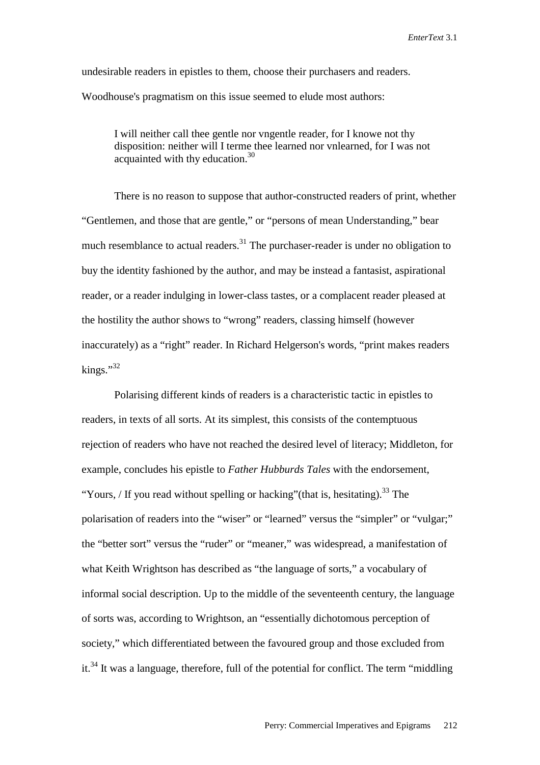undesirable readers in epistles to them, choose their purchasers and readers. Woodhouse's pragmatism on this issue seemed to elude most authors:

> I will neither call thee gentle nor vngentle reader, for I knowe not thy disposition: neither will I terme thee learned nor vnlearned, for I was not acquainted with thy education.[30]

There is no reason to suppose that author-constructed readers of print, whether "Gentlemen, and those that are gentle," or "persons of mean Understanding," bear much resemblance to actual readers.[31] The purchaser-reader is under no obligation to buy the identity fashioned by the author, and may be instead a fantasist, aspirational reader, or a reader indulging in lower-class tastes, or a complacent reader pleased at the hostility the author shows to "wrong" readers, classing himself (however inaccurately) as a "right" reader. In Richard Helgerson's words, "print makes readers kings."[32]

Polarising different kinds of readers is a characteristic tactic in epistles to readers, in texts of all sorts. At its simplest, this consists of the contemptuous rejection of readers who have not reached the desired level of literacy; Middleton, for example, concludes his epistle to *Father Hubburds Tales* with the endorsement, "Yours, / If you read without spelling or hacking"(that is, hesitating).[33] The polarisation of readers into the "wiser" or "learned" versus the "simpler" or "vulgar;" the "better sort" versus the "ruder" or "meaner," was widespread, a manifestation of what Keith Wrightson has described as "the language of sorts," a vocabulary of informal social description. Up to the middle of the seventeenth century, the language of sorts was, according to Wrightson, an "essentially dichotomous perception of society," which differentiated between the favoured group and those excluded from it.[34] It was a language, therefore, full of the potential for conflict. The term "middling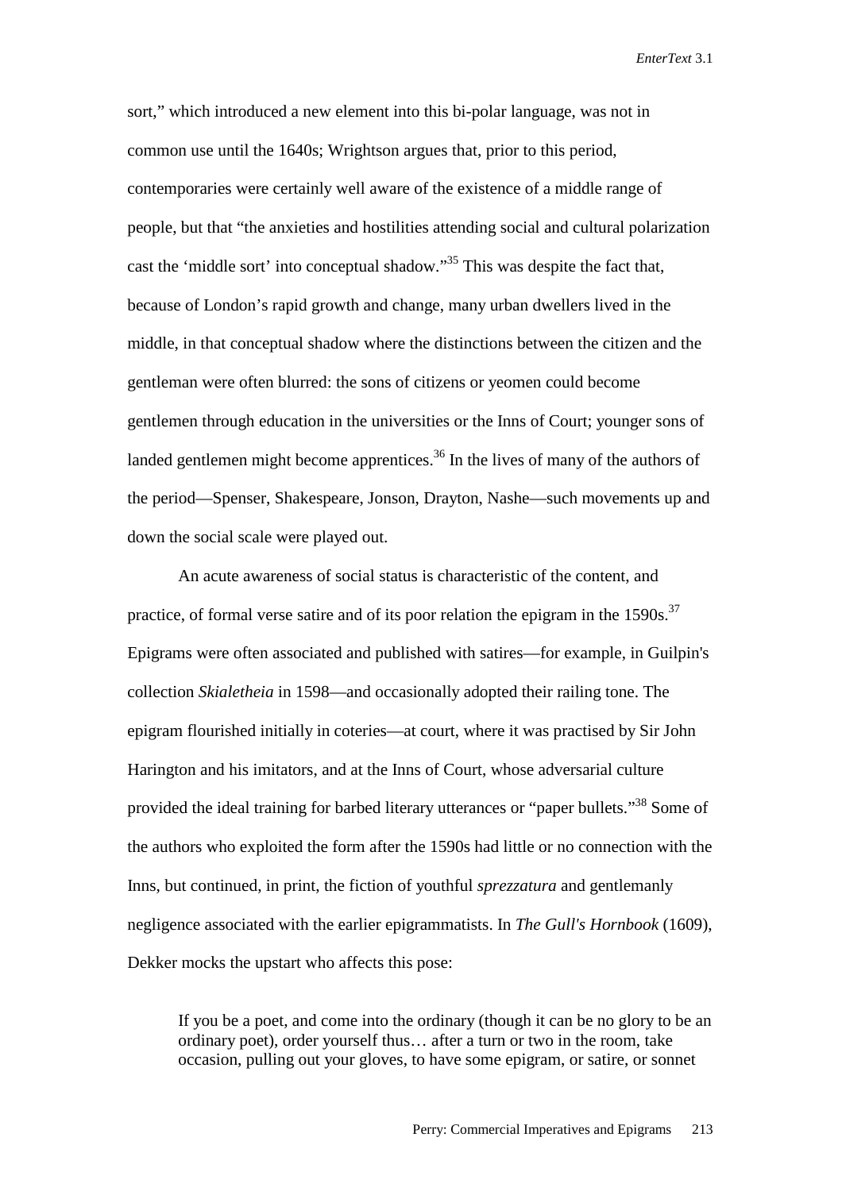sort," which introduced a new element into this bi-polar language, was not in common use until the 1640s; Wrightson argues that, prior to this period, contemporaries were certainly well aware of the existence of a middle range of people, but that "the anxieties and hostilities attending social and cultural polarization cast the 'middle sort' into conceptual shadow."[35] This was despite the fact that, because of London's rapid growth and change, many urban dwellers lived in the middle, in that conceptual shadow where the distinctions between the citizen and the gentleman were often blurred: the sons of citizens or yeomen could become gentlemen through education in the universities or the Inns of Court; younger sons of landed gentlemen might become apprentices.[36] In the lives of many of the authors of the period—Spenser, Shakespeare, Jonson, Drayton, Nashe—such movements up and down the social scale were played out.

An acute awareness of social status is characteristic of the content, and practice, of formal verse satire and of its poor relation the epigram in the 1590s.[37] Epigrams were often associated and published with satires—for example, in Guilpin's collection *Skialetheia* in 1598—and occasionally adopted their railing tone. The epigram flourished initially in coteries—at court, where it was practised by Sir John Harington and his imitators, and at the Inns of Court, whose adversarial culture provided the ideal training for barbed literary utterances or "paper bullets."[38] Some of the authors who exploited the form after the 1590s had little or no connection with the Inns, but continued, in print, the fiction of youthful *sprezzatura* and gentlemanly negligence associated with the earlier epigrammatists. In *The Gull's Hornbook* (1609), Dekker mocks the upstart who affects this pose:

> If you be a poet, and come into the ordinary (though it can be no glory to be an ordinary poet), order yourself thus… after a turn or two in the room, take occasion, pulling out your gloves, to have some epigram, or satire, or sonnet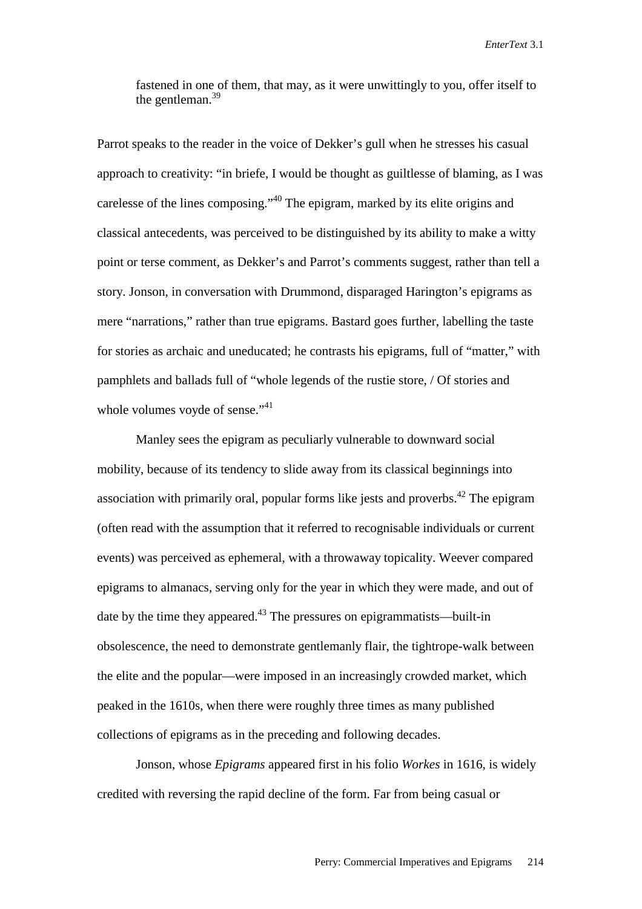> fastened in one of them, that may, as it were unwittingly to you, offer itself to the gentleman.[39]

Parrot speaks to the reader in the voice of Dekker's gull when he stresses his casual approach to creativity: "in briefe, I would be thought as guiltlesse of blaming, as I was carelesse of the lines composing."[40] The epigram, marked by its elite origins and classical antecedents, was perceived to be distinguished by its ability to make a witty point or terse comment, as Dekker's and Parrot's comments suggest, rather than tell a story. Jonson, in conversation with Drummond, disparaged Harington's epigrams as mere "narrations," rather than true epigrams. Bastard goes further, labelling the taste for stories as archaic and uneducated; he contrasts his epigrams, full of "matter," with pamphlets and ballads full of "whole legends of the rustie store, / Of stories and whole volumes voyde of sense."[41]

Manley sees the epigram as peculiarly vulnerable to downward social mobility, because of its tendency to slide away from its classical beginnings into association with primarily oral, popular forms like jests and proverbs.[42] The epigram (often read with the assumption that it referred to recognisable individuals or current events) was perceived as ephemeral, with a throwaway topicality. Weever compared epigrams to almanacs, serving only for the year in which they were made, and out of date by the time they appeared.[43] The pressures on epigrammatists—built-in obsolescence, the need to demonstrate gentlemanly flair, the tightrope-walk between the elite and the popular—were imposed in an increasingly crowded market, which peaked in the 1610s, when there were roughly three times as many published collections of epigrams as in the preceding and following decades.

Jonson, whose *Epigrams* appeared first in his folio *Workes* in 1616, is widely credited with reversing the rapid decline of the form. Far from being casual or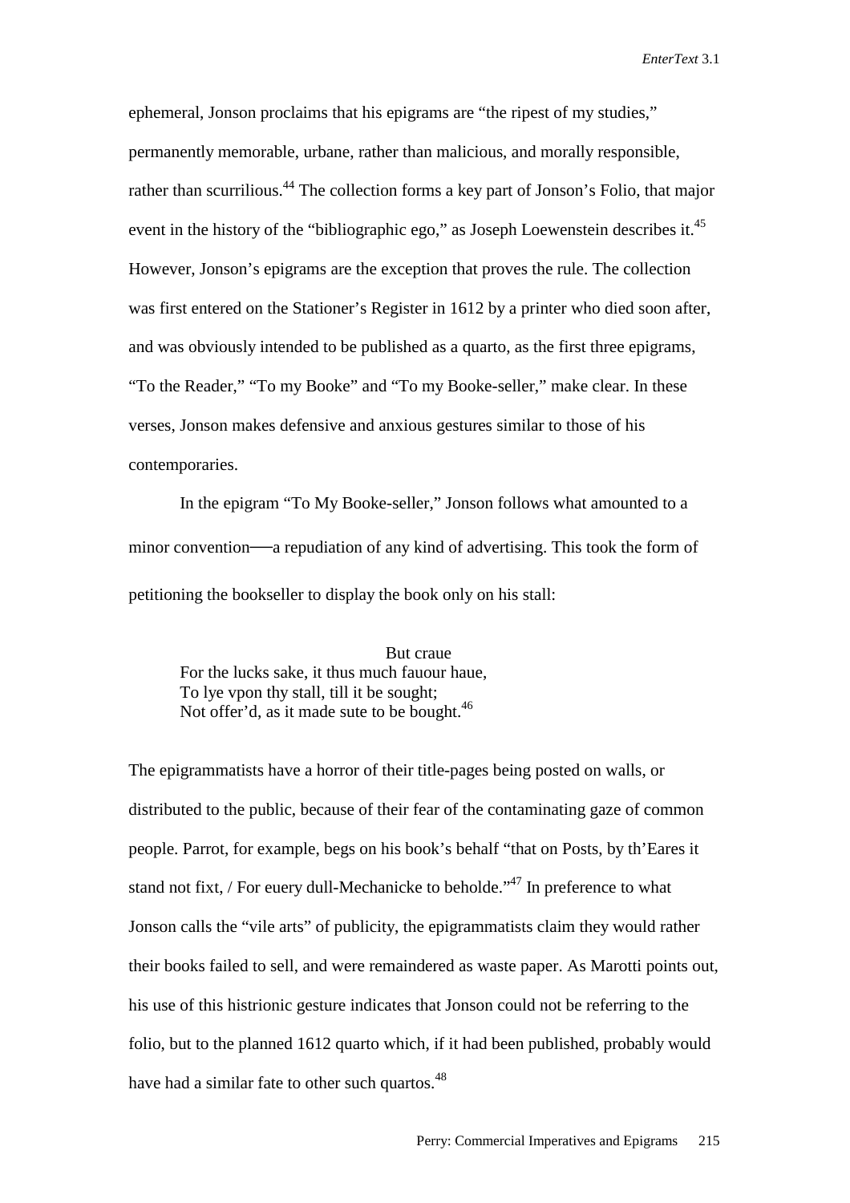ephemeral, Jonson proclaims that his epigrams are "the ripest of my studies," permanently memorable, urbane, rather than malicious, and morally responsible, rather than scurrilious.[44] The collection forms a key part of Jonson's Folio, that major event in the history of the "bibliographic ego," as Joseph Loewenstein describes it.[45] However, Jonson's epigrams are the exception that proves the rule. The collection was first entered on the Stationer's Register in 1612 by a printer who died soon after, and was obviously intended to be published as a quarto, as the first three epigrams, "To the Reader," "To my Booke" and "To my Booke-seller," make clear. In these verses, Jonson makes defensive and anxious gestures similar to those of his contemporaries.

In the epigram "To My Booke-seller," Jonson follows what amounted to a minor convention—a repudiation of any kind of advertising. This took the form of petitioning the bookseller to display the book only on his stall:

> But craue
> For the lucks sake, it thus much fauour haue,
> To lye vpon thy stall, till it be sought;
> Not offer'd, as it made sute to be bought.[46]

The epigrammatists have a horror of their title-pages being posted on walls, or distributed to the public, because of their fear of the contaminating gaze of common people. Parrot, for example, begs on his book's behalf "that on Posts, by th'Eares it stand not fixt, / For euery dull-Mechanicke to beholde."[47] In preference to what Jonson calls the "vile arts" of publicity, the epigrammatists claim they would rather their books failed to sell, and were remaindered as waste paper. As Marotti points out, his use of this histrionic gesture indicates that Jonson could not be referring to the folio, but to the planned 1612 quarto which, if it had been published, probably would have had a similar fate to other such quartos.[48]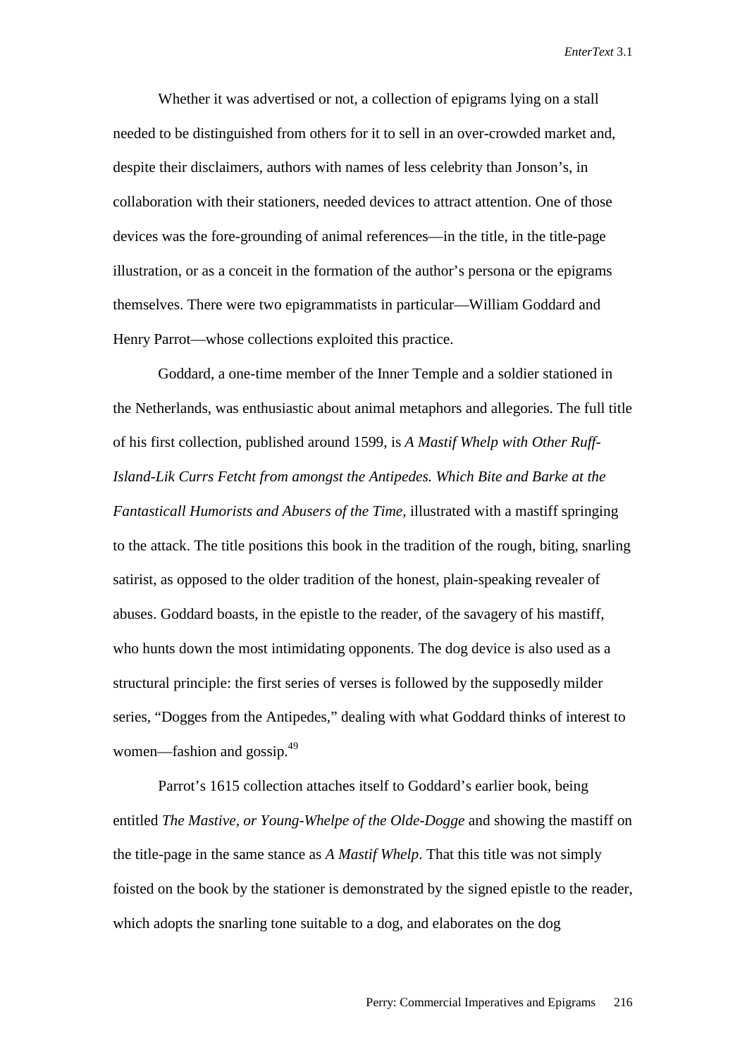Whether it was advertised or not, a collection of epigrams lying on a stall needed to be distinguished from others for it to sell in an over-crowded market and, despite their disclaimers, authors with names of less celebrity than Jonson's, in collaboration with their stationers, needed devices to attract attention. One of those devices was the fore-grounding of animal references—in the title, in the title-page illustration, or as a conceit in the formation of the author's persona or the epigrams themselves. There were two epigrammatists in particular—William Goddard and Henry Parrot—whose collections exploited this practice.

Goddard, a one-time member of the Inner Temple and a soldier stationed in the Netherlands, was enthusiastic about animal metaphors and allegories. The full title of his first collection, published around 1599, is *A Mastif Whelp with Other Ruff-Island-Lik Currs Fetcht from amongst the Antipedes. Which Bite and Barke at the Fantasticall Humorists and Abusers of the Time*, illustrated with a mastiff springing to the attack. The title positions this book in the tradition of the rough, biting, snarling satirist, as opposed to the older tradition of the honest, plain-speaking revealer of abuses. Goddard boasts, in the epistle to the reader, of the savagery of his mastiff, who hunts down the most intimidating opponents. The dog device is also used as a structural principle: the first series of verses is followed by the supposedly milder series, "Dogges from the Antipedes," dealing with what Goddard thinks of interest to women—fashion and gossip.[49]

Parrot's 1615 collection attaches itself to Goddard's earlier book, being entitled *The Mastive, or Young-Whelpe of the Olde-Dogge* and showing the mastiff on the title-page in the same stance as *A Mastif Whelp*. That this title was not simply foisted on the book by the stationer is demonstrated by the signed epistle to the reader, which adopts the snarling tone suitable to a dog, and elaborates on the dog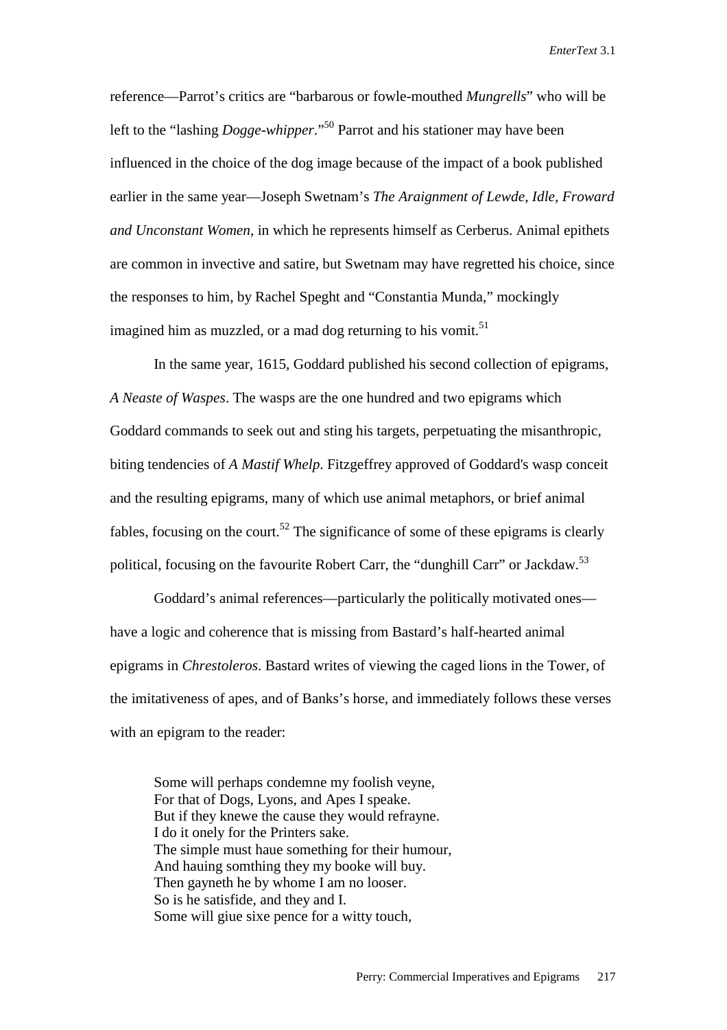reference—Parrot's critics are "barbarous or fowle-mouthed *Mungrells*" who will be left to the "lashing *Dogge-whipper*."[50] Parrot and his stationer may have been influenced in the choice of the dog image because of the impact of a book published earlier in the same year—Joseph Swetnam's *The Araignment of Lewde, Idle, Froward and Unconstant Women*, in which he represents himself as Cerberus. Animal epithets are common in invective and satire, but Swetnam may have regretted his choice, since the responses to him, by Rachel Speght and "Constantia Munda," mockingly imagined him as muzzled, or a mad dog returning to his vomit.[51]

In the same year, 1615, Goddard published his second collection of epigrams, *A Neaste of Waspes*. The wasps are the one hundred and two epigrams which Goddard commands to seek out and sting his targets, perpetuating the misanthropic, biting tendencies of *A Mastif Whelp*. Fitzgeffrey approved of Goddard's wasp conceit and the resulting epigrams, many of which use animal metaphors, or brief animal fables, focusing on the court.[52] The significance of some of these epigrams is clearly political, focusing on the favourite Robert Carr, the "dunghill Carr" or Jackdaw.[53]

Goddard's animal references—particularly the politically motivated ones—have a logic and coherence that is missing from Bastard's half-hearted animal epigrams in *Chrestoleros*. Bastard writes of viewing the caged lions in the Tower, of the imitativeness of apes, and of Banks's horse, and immediately follows these verses with an epigram to the reader:

> Some will perhaps condemne my foolish veyne,
> For that of Dogs, Lyons, and Apes I speake.
> But if they knewe the cause they would refrayne.
> I do it onely for the Printers sake.
> The simple must haue something for their humour,
> And hauing somthing they my booke will buy.
> Then gayneth he by whome I am no looser.
> So is he satisfide, and they and I.
> Some will giue sixe pence for a witty touch,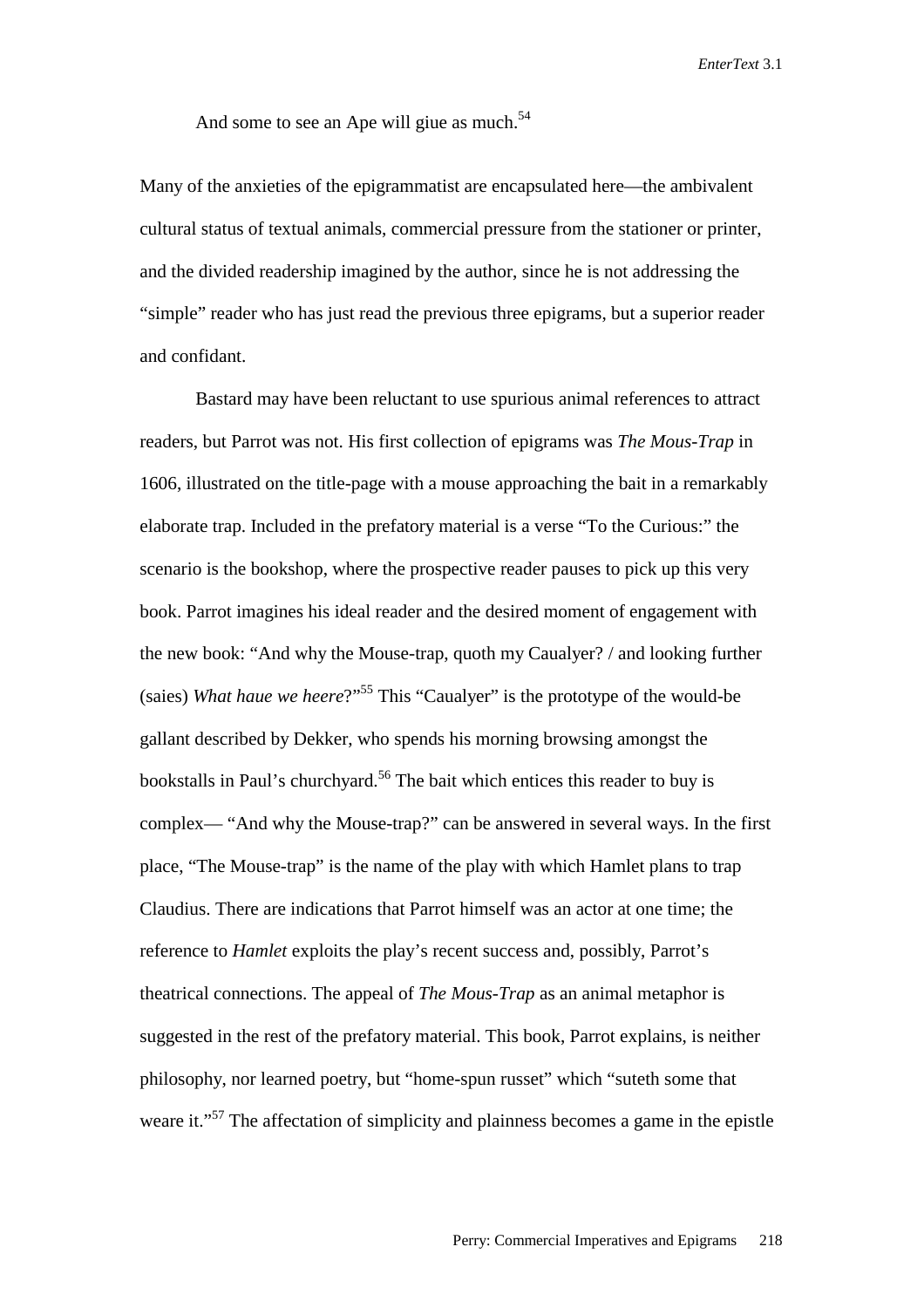And some to see an Ape will giue as much.[54]

Many of the anxieties of the epigrammatist are encapsulated here—the ambivalent cultural status of textual animals, commercial pressure from the stationer or printer, and the divided readership imagined by the author, since he is not addressing the "simple" reader who has just read the previous three epigrams, but a superior reader and confidant.

Bastard may have been reluctant to use spurious animal references to attract readers, but Parrot was not. His first collection of epigrams was *The Mous-Trap* in 1606, illustrated on the title-page with a mouse approaching the bait in a remarkably elaborate trap. Included in the prefatory material is a verse "To the Curious:" the scenario is the bookshop, where the prospective reader pauses to pick up this very book. Parrot imagines his ideal reader and the desired moment of engagement with the new book: "And why the Mouse-trap, quoth my Caualyer? / and looking further (saies) *What haue we heere*?"[55] This "Caualyer" is the prototype of the would-be gallant described by Dekker, who spends his morning browsing amongst the bookstalls in Paul's churchyard.[56] The bait which entices this reader to buy is complex— "And why the Mouse-trap?" can be answered in several ways. In the first place, "The Mouse-trap" is the name of the play with which Hamlet plans to trap Claudius. There are indications that Parrot himself was an actor at one time; the reference to *Hamlet* exploits the play's recent success and, possibly, Parrot's theatrical connections. The appeal of *The Mous-Trap* as an animal metaphor is suggested in the rest of the prefatory material. This book, Parrot explains, is neither philosophy, nor learned poetry, but "home-spun russet" which "suteth some that weare it."[57] The affectation of simplicity and plainness becomes a game in the epistle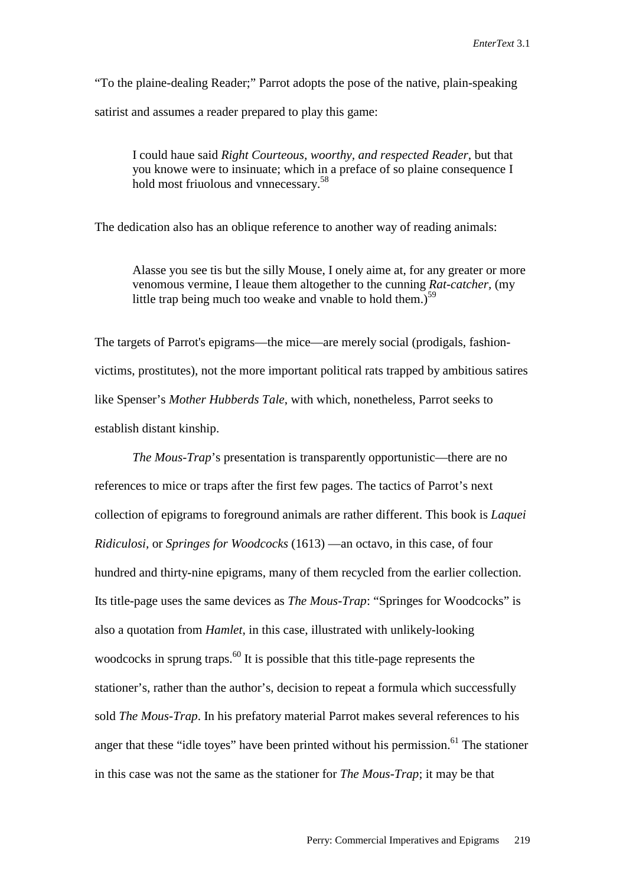"To the plaine-dealing Reader;" Parrot adopts the pose of the native, plain-speaking satirist and assumes a reader prepared to play this game:

> I could haue said *Right Courteous, woorthy, and respected Reader*, but that you knowe were to insinuate; which in a preface of so plaine consequence I hold most friuolous and vnnecessary.[58]

The dedication also has an oblique reference to another way of reading animals:

> Alasse you see tis but the silly Mouse, I onely aime at, for any greater or more venomous vermine, I leaue them altogether to the cunning *Rat-catcher*, (my little trap being much too weake and vnable to hold them.)[59]

The targets of Parrot's epigrams—the mice—are merely social (prodigals, fashion-victims, prostitutes), not the more important political rats trapped by ambitious satires like Spenser's *Mother Hubberds Tale*, with which, nonetheless, Parrot seeks to establish distant kinship.

*The Mous-Trap*'s presentation is transparently opportunistic—there are no references to mice or traps after the first few pages. The tactics of Parrot's next collection of epigrams to foreground animals are rather different. This book is *Laquei Ridiculosi*, or *Springes for Woodcocks* (1613) —an octavo, in this case, of four hundred and thirty-nine epigrams, many of them recycled from the earlier collection. Its title-page uses the same devices as *The Mous-Trap*: "Springes for Woodcocks" is also a quotation from *Hamlet*, in this case, illustrated with unlikely-looking woodcocks in sprung traps.[60] It is possible that this title-page represents the stationer's, rather than the author's, decision to repeat a formula which successfully sold *The Mous-Trap*. In his prefatory material Parrot makes several references to his anger that these "idle toyes" have been printed without his permission.[61] The stationer in this case was not the same as the stationer for *The Mous-Trap*; it may be that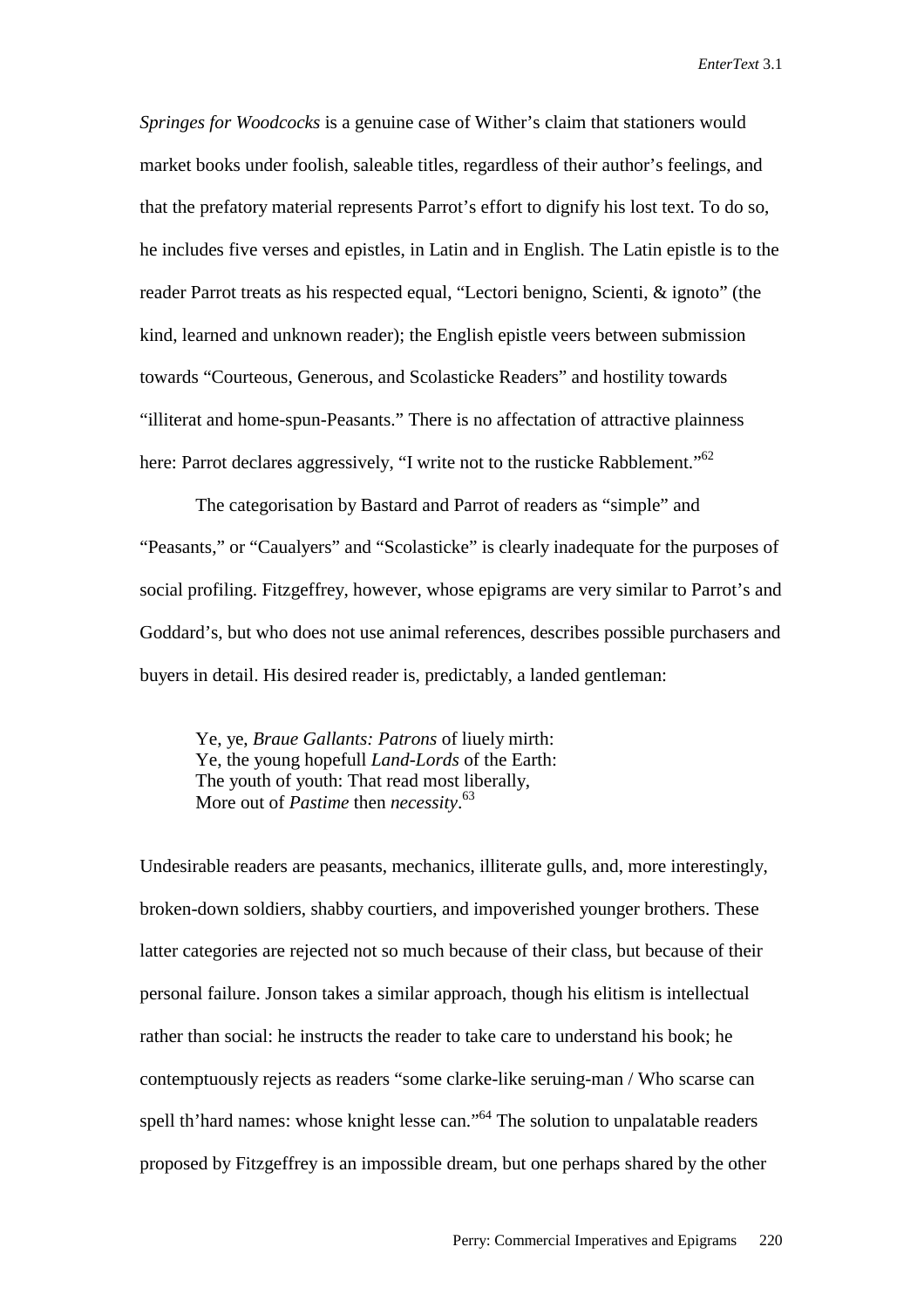*Springes for Woodcocks* is a genuine case of Wither's claim that stationers would market books under foolish, saleable titles, regardless of their author's feelings, and that the prefatory material represents Parrot's effort to dignify his lost text. To do so, he includes five verses and epistles, in Latin and in English. The Latin epistle is to the reader Parrot treats as his respected equal, "Lectori benigno, Scienti, & ignoto" (the kind, learned and unknown reader); the English epistle veers between submission towards "Courteous, Generous, and Scolasticke Readers" and hostility towards "illiterat and home-spun-Peasants." There is no affectation of attractive plainness here: Parrot declares aggressively, "I write not to the rusticke Rabblement."[62]

The categorisation by Bastard and Parrot of readers as "simple" and "Peasants," or "Caualyers" and "Scolasticke" is clearly inadequate for the purposes of social profiling. Fitzgeffrey, however, whose epigrams are very similar to Parrot's and Goddard's, but who does not use animal references, describes possible purchasers and buyers in detail. His desired reader is, predictably, a landed gentleman:

> Ye, ye, *Braue Gallants: Patrons* of liuely mirth:
> Ye, the young hopefull *Land-Lords* of the Earth:
> The youth of youth: That read most liberally,
> More out of *Pastime* then *necessity*.[63]

Undesirable readers are peasants, mechanics, illiterate gulls, and, more interestingly, broken-down soldiers, shabby courtiers, and impoverished younger brothers. These latter categories are rejected not so much because of their class, but because of their personal failure. Jonson takes a similar approach, though his elitism is intellectual rather than social: he instructs the reader to take care to understand his book; he contemptuously rejects as readers "some clarke-like seruing-man / Who scarse can spell th'hard names: whose knight lesse can."[64] The solution to unpalatable readers proposed by Fitzgeffrey is an impossible dream, but one perhaps shared by the other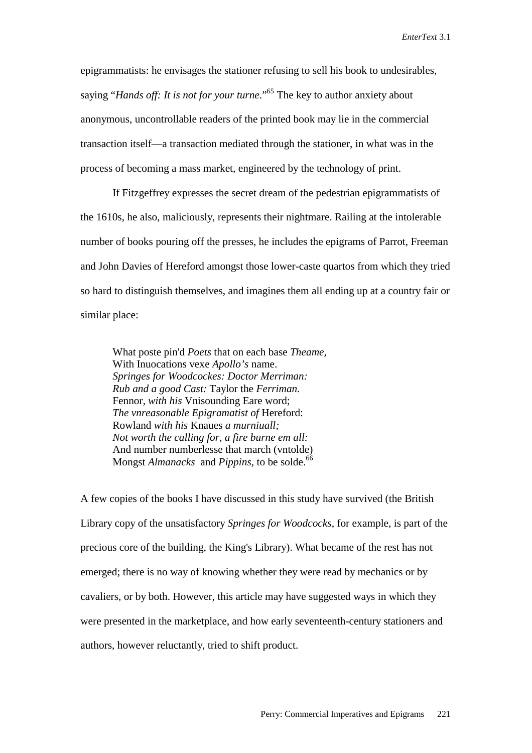epigrammatists: he envisages the stationer refusing to sell his book to undesirables, saying "*Hands off: It is not for your turne*."[65] The key to author anxiety about anonymous, uncontrollable readers of the printed book may lie in the commercial transaction itself—a transaction mediated through the stationer, in what was in the process of becoming a mass market, engineered by the technology of print.

If Fitzgeffrey expresses the secret dream of the pedestrian epigrammatists of the 1610s, he also, maliciously, represents their nightmare. Railing at the intolerable number of books pouring off the presses, he includes the epigrams of Parrot, Freeman and John Davies of Hereford amongst those lower-caste quartos from which they tried so hard to distinguish themselves, and imagines them all ending up at a country fair or similar place:

> What poste pin'd *Poets* that on each base *Theame,*
> With Inuocations vexe *Apollo's* name.
> *Springes for Woodcockes: Doctor Merriman:*
> *Rub and a good Cast:* Taylor the *Ferriman.*
> Fennor, *with his* Vnisounding Eare word;
> *The vnreasonable Epigramatist of* Hereford:
> Rowland *with his* Knaues *a murniuall;*
> *Not worth the calling for, a fire burne em all:*
> And number numberlesse that march (vntolde)
> Mongst *Almanacks* and *Pippins,* to be solde.[66]

A few copies of the books I have discussed in this study have survived (the British Library copy of the unsatisfactory *Springes for Woodcocks*, for example, is part of the precious core of the building, the King's Library). What became of the rest has not emerged; there is no way of knowing whether they were read by mechanics or by cavaliers, or by both. However, this article may have suggested ways in which they were presented in the marketplace, and how early seventeenth-century stationers and authors, however reluctantly, tried to shift product.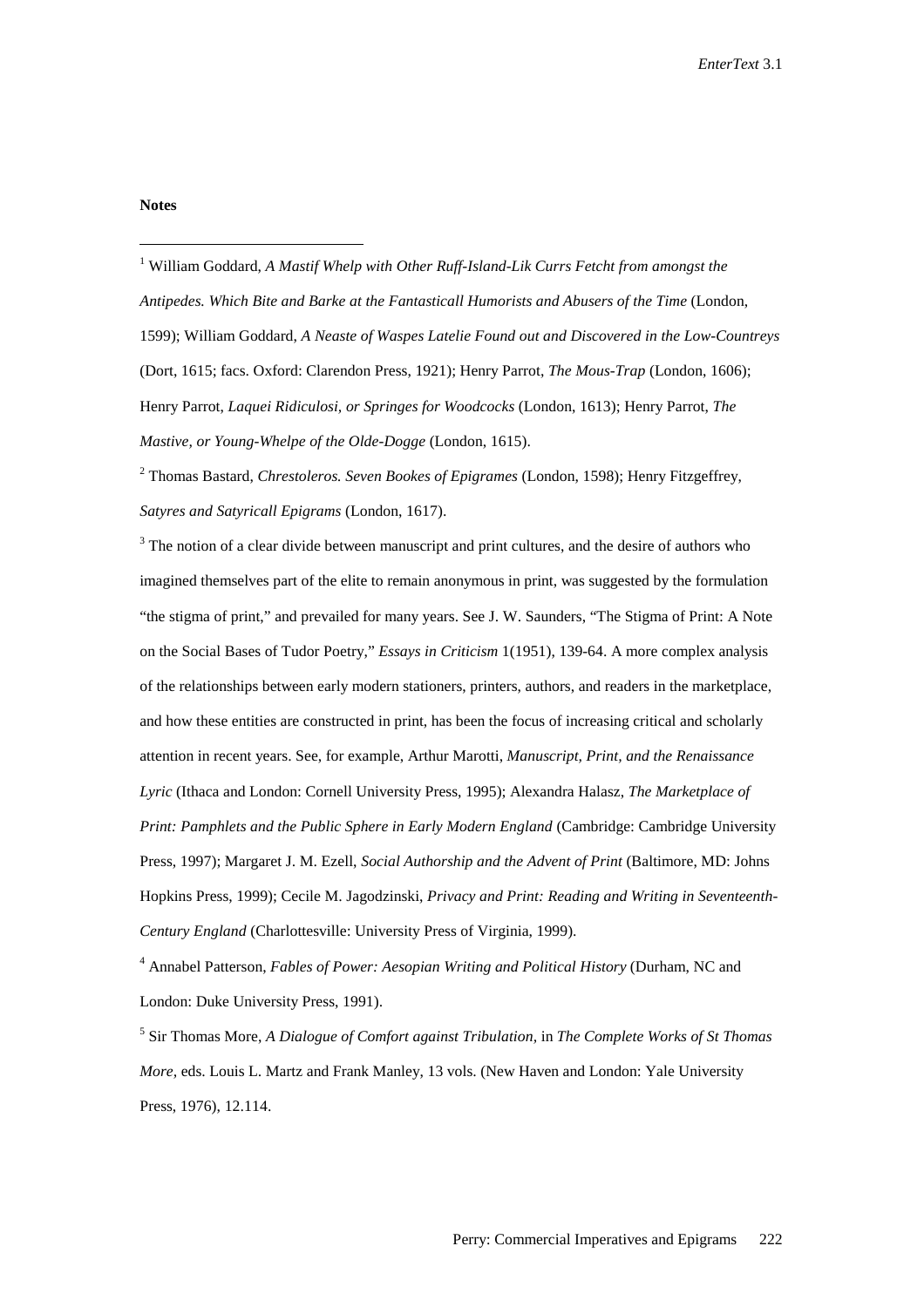**Notes**

[1] William Goddard, *A Mastif Whelp with Other Ruff-Island-Lik Currs Fetcht from amongst the Antipedes. Which Bite and Barke at the Fantasticall Humorists and Abusers of the Time* (London, 1599); William Goddard, *A Neaste of Waspes Latelie Found out and Discovered in the Low-Countreys* (Dort, 1615; facs. Oxford: Clarendon Press, 1921); Henry Parrot, *The Mous-Trap* (London, 1606); Henry Parrot, *Laquei Ridiculosi, or Springes for Woodcocks* (London, 1613); Henry Parrot, *The Mastive, or Young-Whelpe of the Olde-Dogge* (London, 1615).

[2] Thomas Bastard, *Chrestoleros. Seven Bookes of Epigrames* (London, 1598); Henry Fitzgeffrey, *Satyres and Satyricall Epigrams* (London, 1617).

[3] The notion of a clear divide between manuscript and print cultures, and the desire of authors who imagined themselves part of the elite to remain anonymous in print, was suggested by the formulation "the stigma of print," and prevailed for many years. See J. W. Saunders, "The Stigma of Print: A Note on the Social Bases of Tudor Poetry," *Essays in Criticism* 1(1951), 139-64. A more complex analysis of the relationships between early modern stationers, printers, authors, and readers in the marketplace, and how these entities are constructed in print, has been the focus of increasing critical and scholarly attention in recent years. See, for example, Arthur Marotti, *Manuscript, Print, and the Renaissance Lyric* (Ithaca and London: Cornell University Press, 1995); Alexandra Halasz, *The Marketplace of Print: Pamphlets and the Public Sphere in Early Modern England* (Cambridge: Cambridge University Press, 1997); Margaret J. M. Ezell, *Social Authorship and the Advent of Print* (Baltimore, MD: Johns Hopkins Press, 1999); Cecile M. Jagodzinski, *Privacy and Print: Reading and Writing in Seventeenth-Century England* (Charlottesville: University Press of Virginia, 1999).

[4] Annabel Patterson, *Fables of Power: Aesopian Writing and Political History* (Durham, NC and London: Duke University Press, 1991).

[5] Sir Thomas More, *A Dialogue of Comfort against Tribulation*, in *The Complete Works of St Thomas More*, eds. Louis L. Martz and Frank Manley, 13 vols. (New Haven and London: Yale University Press, 1976), 12.114.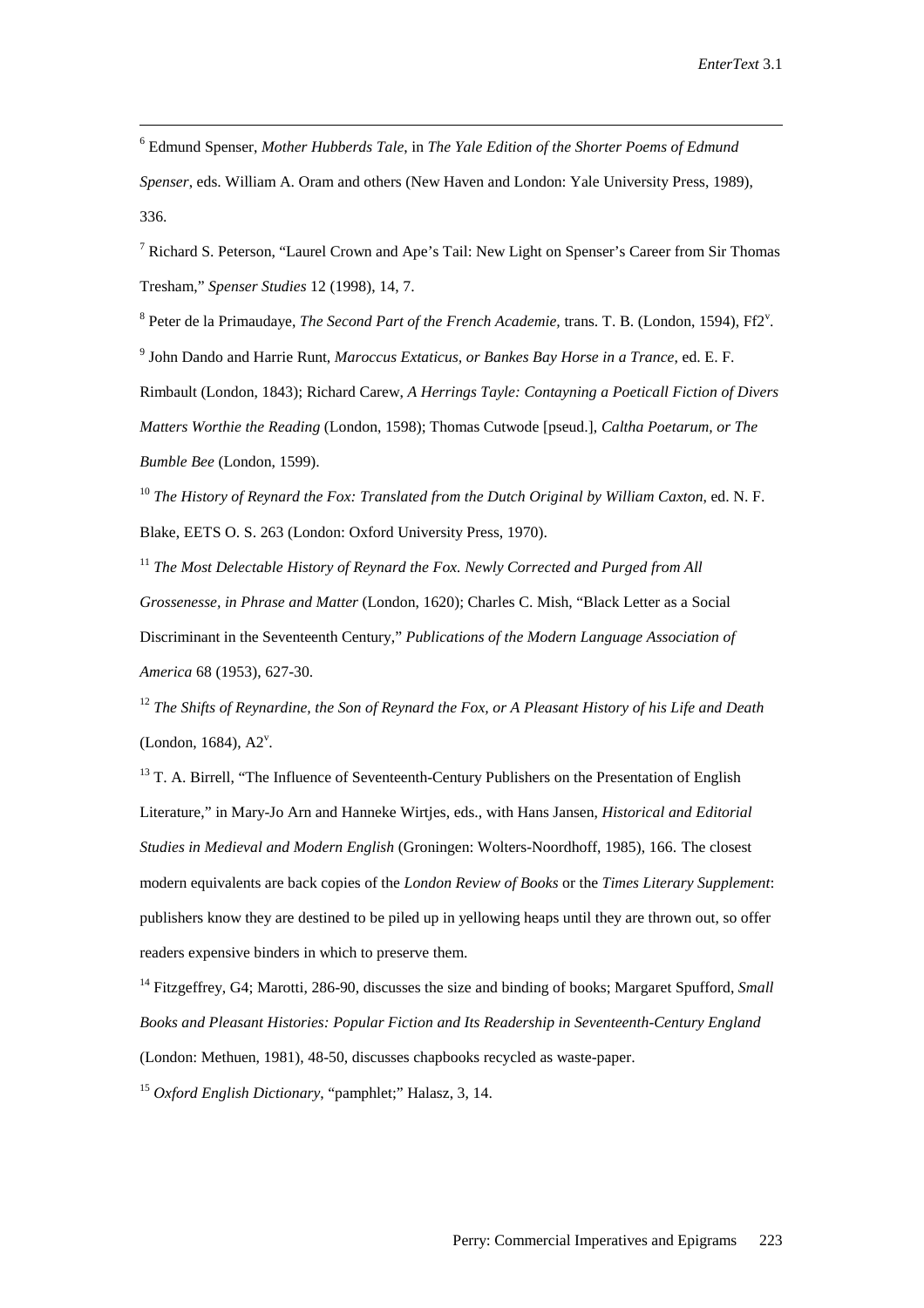[6] Edmund Spenser, *Mother Hubberds Tale*, in *The Yale Edition of the Shorter Poems of Edmund Spenser*, eds. William A. Oram and others (New Haven and London: Yale University Press, 1989), 336.

[7] Richard S. Peterson, "Laurel Crown and Ape's Tail: New Light on Spenser's Career from Sir Thomas Tresham," *Spenser Studies* 12 (1998), 14, 7.

[8] Peter de la Primaudaye, *The Second Part of the French Academie*, trans. T. B. (London, 1594), Ff2$^{v}$.

[9] John Dando and Harrie Runt, *Maroccus Extaticus, or Bankes Bay Horse in a Trance*, ed. E. F. Rimbault (London, 1843); Richard Carew, *A Herrings Tayle: Contayning a Poeticall Fiction of Divers Matters Worthie the Reading* (London, 1598); Thomas Cutwode [pseud.], *Caltha Poetarum, or The Bumble Bee* (London, 1599).

[10] *The History of Reynard the Fox: Translated from the Dutch Original by William Caxton*, ed. N. F. Blake, EETS O. S. 263 (London: Oxford University Press, 1970).

[11] *The Most Delectable History of Reynard the Fox. Newly Corrected and Purged from All Grossenesse, in Phrase and Matter* (London, 1620); Charles C. Mish, "Black Letter as a Social Discriminant in the Seventeenth Century," *Publications of the Modern Language Association of America* 68 (1953), 627-30.

[12] *The Shifts of Reynardine, the Son of Reynard the Fox, or A Pleasant History of his Life and Death* (London, 1684), A2$^{v}$.

[13] T. A. Birrell, "The Influence of Seventeenth-Century Publishers on the Presentation of English Literature," in Mary-Jo Arn and Hanneke Wirtjes, eds., with Hans Jansen, *Historical and Editorial Studies in Medieval and Modern English* (Groningen: Wolters-Noordhoff, 1985), 166. The closest modern equivalents are back copies of the *London Review of Books* or the *Times Literary Supplement*: publishers know they are destined to be piled up in yellowing heaps until they are thrown out, so offer readers expensive binders in which to preserve them.

[14] Fitzgeffrey, G4; Marotti, 286-90, discusses the size and binding of books; Margaret Spufford, *Small Books and Pleasant Histories: Popular Fiction and Its Readership in Seventeenth-Century England* (London: Methuen, 1981), 48-50, discusses chapbooks recycled as waste-paper.

[15] *Oxford English Dictionary*, "pamphlet;" Halasz, 3, 14.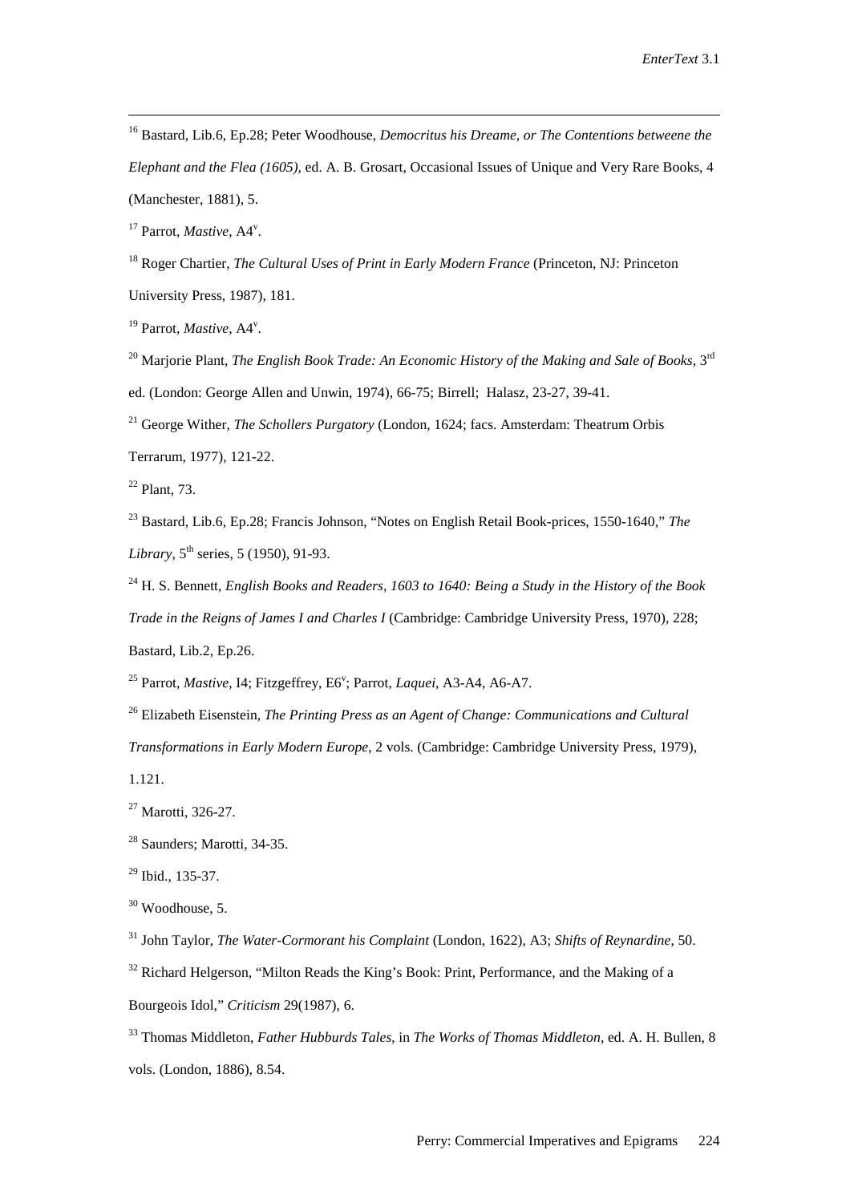[16] Bastard, Lib.6, Ep.28; Peter Woodhouse, *Democritus his Dreame, or The Contentions betweene the Elephant and the Flea (1605)*, ed. A. B. Grosart, Occasional Issues of Unique and Very Rare Books, 4 (Manchester, 1881), 5.

[17] Parrot, *Mastive*, A4[v].

[18] Roger Chartier, *The Cultural Uses of Print in Early Modern France* (Princeton, NJ: Princeton University Press, 1987), 181.

[19] Parrot, *Mastive*, A4[v].

[20] Marjorie Plant, *The English Book Trade: An Economic History of the Making and Sale of Books*, 3rd ed. (London: George Allen and Unwin, 1974), 66-75; Birrell; Halasz, 23-27, 39-41.

[21] George Wither, *The Schollers Purgatory* (London, 1624; facs. Amsterdam: Theatrum Orbis Terrarum, 1977), 121-22.

[22] Plant, 73.

[23] Bastard, Lib.6, Ep.28; Francis Johnson, "Notes on English Retail Book-prices, 1550-1640," *The Library*, 5th series, 5 (1950), 91-93.

[24] H. S. Bennett, *English Books and Readers, 1603 to 1640: Being a Study in the History of the Book Trade in the Reigns of James I and Charles I* (Cambridge: Cambridge University Press, 1970), 228; Bastard, Lib.2, Ep.26.

[25] Parrot, *Mastive*, I4; Fitzgeffrey, E6[v]; Parrot, *Laquei*, A3-A4, A6-A7.

[26] Elizabeth Eisenstein, *The Printing Press as an Agent of Change: Communications and Cultural Transformations in Early Modern Europe*, 2 vols. (Cambridge: Cambridge University Press, 1979), 1.121.

[27] Marotti, 326-27.

[28] Saunders; Marotti, 34-35.

[29] Ibid., 135-37.

[30] Woodhouse, 5.

[31] John Taylor, *The Water-Cormorant his Complaint* (London, 1622), A3; *Shifts of Reynardine*, 50.

[32] Richard Helgerson, "Milton Reads the King's Book: Print, Performance, and the Making of a Bourgeois Idol," *Criticism* 29(1987), 6.

[33] Thomas Middleton, *Father Hubburds Tales*, in *The Works of Thomas Middleton*, ed. A. H. Bullen, 8 vols. (London, 1886), 8.54.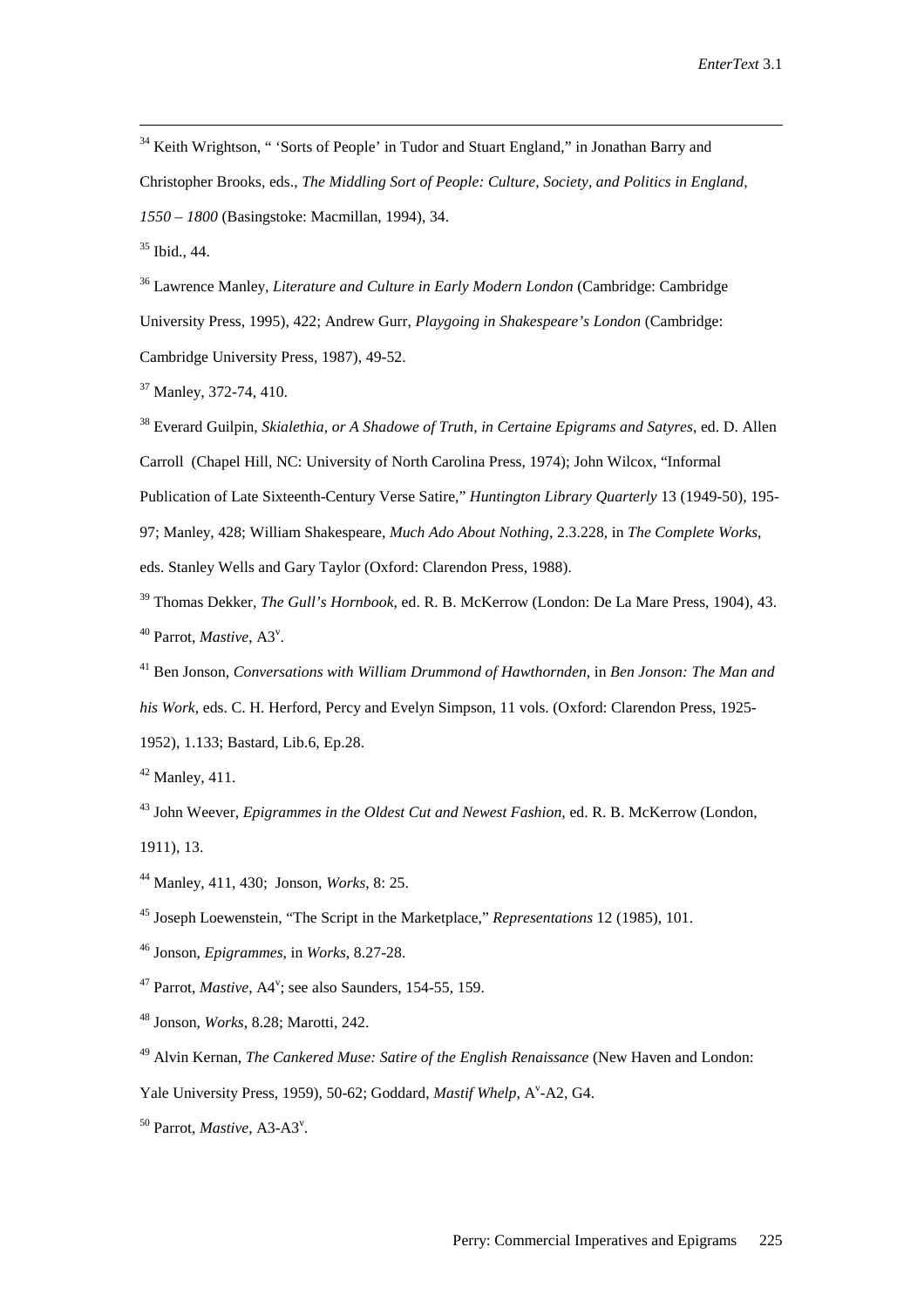[34] Keith Wrightson, " 'Sorts of People' in Tudor and Stuart England," in Jonathan Barry and Christopher Brooks, eds., *The Middling Sort of People: Culture, Society, and Politics in England, 1550 – 1800* (Basingstoke: Macmillan, 1994), 34.

[35] Ibid., 44.

[36] Lawrence Manley, *Literature and Culture in Early Modern London* (Cambridge: Cambridge University Press, 1995), 422; Andrew Gurr, *Playgoing in Shakespeare's London* (Cambridge: Cambridge University Press, 1987), 49-52.

[37] Manley, 372-74, 410.

[38] Everard Guilpin, *Skialethia, or A Shadowe of Truth, in Certaine Epigrams and Satyres*, ed. D. Allen Carroll (Chapel Hill, NC: University of North Carolina Press, 1974); John Wilcox, "Informal Publication of Late Sixteenth-Century Verse Satire," *Huntington Library Quarterly* 13 (1949-50), 195-97; Manley, 428; William Shakespeare, *Much Ado About Nothing*, 2.3.228, in *The Complete Works*, eds. Stanley Wells and Gary Taylor (Oxford: Clarendon Press, 1988).

[39] Thomas Dekker, *The Gull's Hornbook*, ed. R. B. McKerrow (London: De La Mare Press, 1904), 43.

[40] Parrot, *Mastive*, A3v.

[41] Ben Jonson, *Conversations with William Drummond of Hawthornden*, in *Ben Jonson: The Man and his Work*, eds. C. H. Herford, Percy and Evelyn Simpson, 11 vols. (Oxford: Clarendon Press, 1925-1952), 1.133; Bastard, Lib.6, Ep.28.

[42] Manley, 411.

[43] John Weever, *Epigrammes in the Oldest Cut and Newest Fashion*, ed. R. B. McKerrow (London, 1911), 13.

[44] Manley, 411, 430; Jonson, *Works*, 8: 25.

[45] Joseph Loewenstein, "The Script in the Marketplace," *Representations* 12 (1985), 101.

[46] Jonson, *Epigrammes*, in *Works*, 8.27-28.

[47] Parrot, *Mastive*, A4v; see also Saunders, 154-55, 159.

[48] Jonson, *Works*, 8.28; Marotti, 242.

[49] Alvin Kernan, *The Cankered Muse: Satire of the English Renaissance* (New Haven and London: Yale University Press, 1959), 50-62; Goddard, *Mastif Whelp*, Av-A2, G4.

[50] Parrot, *Mastive*, A3-A3v.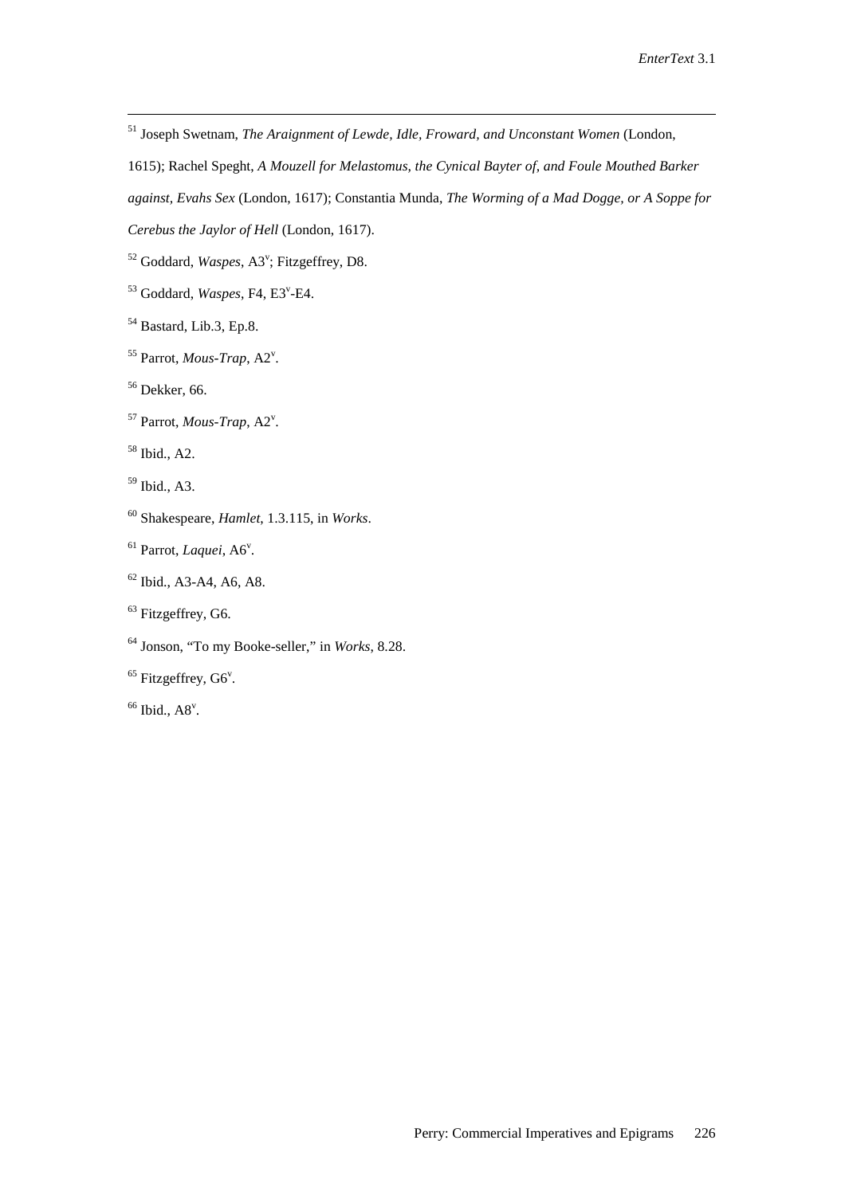[51] Joseph Swetnam, *The Araignment of Lewde, Idle, Froward, and Unconstant Women* (London, 1615); Rachel Speght, *A Mouzell for Melastomus, the Cynical Bayter of, and Foule Mouthed Barker against, Evahs Sex* (London, 1617); Constantia Munda, *The Worming of a Mad Dogge, or A Soppe for Cerebus the Jaylor of Hell* (London, 1617).

[52] Goddard, *Waspes*, A3[v]; Fitzgeffrey, D8.

[53] Goddard, *Waspes*, F4, E3[v]-E4.

[54] Bastard, Lib.3, Ep.8.

[55] Parrot, *Mous-Trap*, A2[v].

[56] Dekker, 66.

[57] Parrot, *Mous-Trap*, A2[v].

[58] Ibid., A2.

[59] Ibid., A3.

[60] Shakespeare, *Hamlet*, 1.3.115, in *Works*.

[61] Parrot, *Laquei*, A6[v].

[62] Ibid., A3-A4, A6, A8.

[63] Fitzgeffrey, G6.

[64] Jonson, "To my Booke-seller," in *Works*, 8.28.

[65] Fitzgeffrey, G6[v].

[66] Ibid., A8[v].